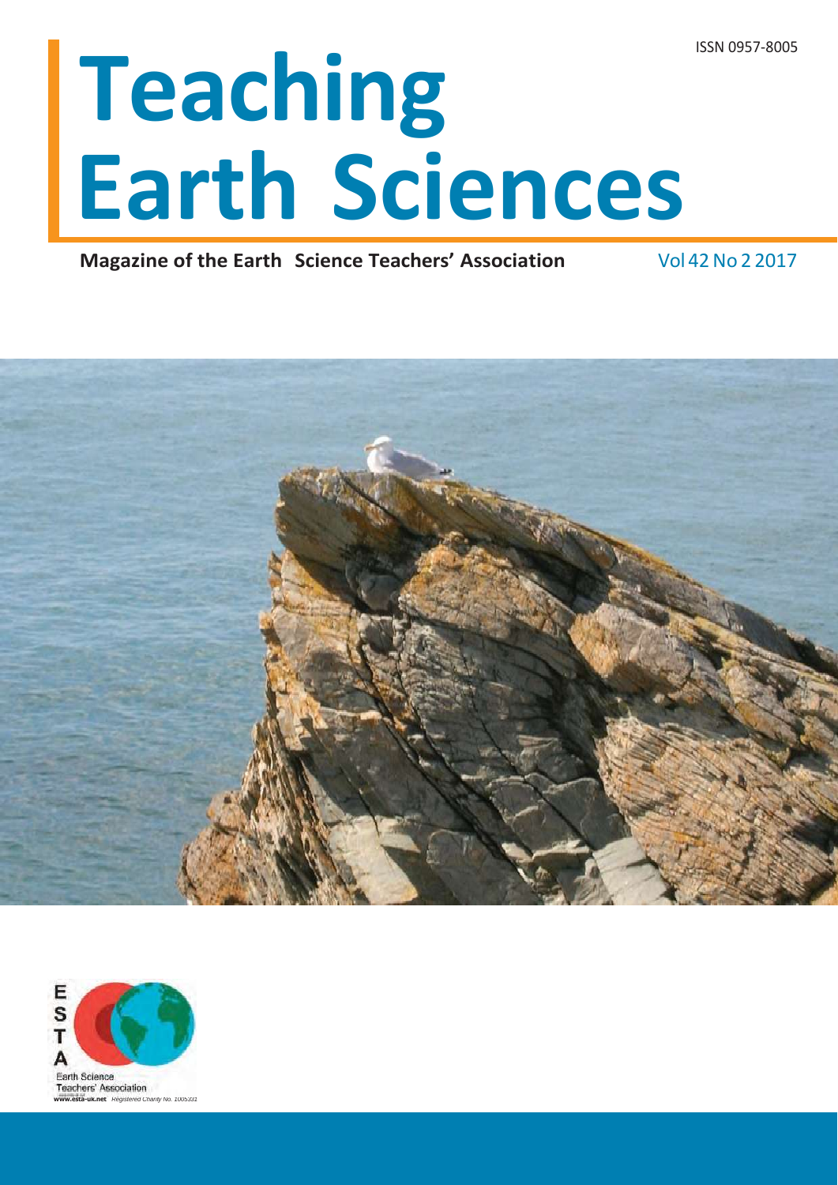ISSN 0957-8005

# Teaching Earth Sciences

**Magazine of the Earth Science Teachers' Association** Vol 42 No 2 2017

Earth Science Teachers' Association

**www.esta-uk.net** *Registered Charity No. 1005331*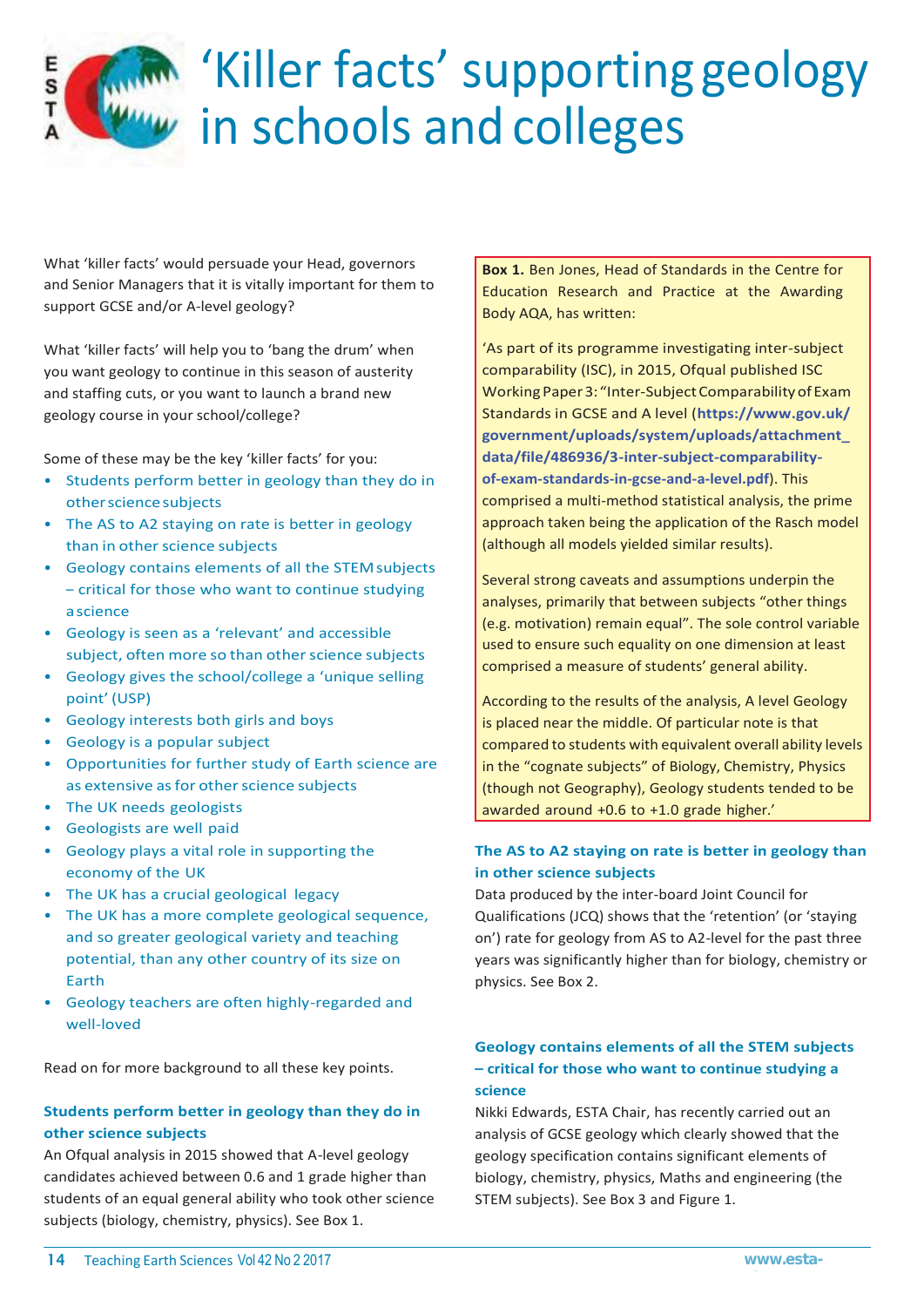# 'Killer facts' supporting geology in schools and colleges

What 'killer facts' would persuade your Head, governors and Senior Managers that it is vitally important for them to support GCSE and/or A-level geology?

What 'killer facts' will help you to 'bang the drum' when you want geology to continue in this season of austerity and staffing cuts, or you want to launch a brand new geology course in your school/college?

Some of these may be the key 'killer facts' for you:

- Students perform better in geology than they do in other science subjects
- The AS to A2 staying on rate is better in geology than in other science subjects
- Geology contains elements of all the STEM subjects – critical for those who want to continue studying a science
- Geology is seen as a 'relevant' and accessible subject, often more so than other science subjects
- Geology gives the school/college a 'unique selling point' (USP)
- Geology interests both girls and boys
- Geology is a popular subject
- Opportunities for further study of Earth science are as extensive as for other science subjects
- The UK needs geologists
- Geologists are well paid
- Geology plays a vital role in supporting the economy of the UK
- The UK has a crucial geological legacy
- The UK has a more complete geological sequence, and so greater geological variety and teaching potential, than any other country of its size on Earth
- Geology teachers are often highly-regarded and well-loved

Read on for more background to all these key points.

### Students perform better in geology than they do in other science subjects

An Ofqual analysis in 2015 showed that A-level geology candidates achieved between 0.6 and 1 grade higher than students of an equal general ability who took other science subjects (biology, chemistry, physics). See Box 1.

> **Box 1.** Ben Jones, Head of Standards in the Centre for Education Research and Practice at the Awarding Body AQA, has written:
>
> 'As part of its programme investigating inter-subject comparability (ISC), in 2015, Ofqual published ISC Working Paper 3: "Inter-Subject Comparability of Exam Standards in GCSE and A level (**https://www.gov.uk/government/uploads/system/uploads/attachment_data/file/486936/3-inter-subject-comparability-of-exam-standards-in-gcse-and-a-level.pdf**). This comprised a multi-method statistical analysis, the prime approach taken being the application of the Rasch model (although all models yielded similar results).
>
> Several strong caveats and assumptions underpin the analyses, primarily that between subjects "other things (e.g. motivation) remain equal". The sole control variable used to ensure such equality on one dimension at least comprised a measure of students' general ability.
>
> According to the results of the analysis, A level Geology is placed near the middle. Of particular note is that compared to students with equivalent overall ability levels in the "cognate subjects" of Biology, Chemistry, Physics (though not Geography), Geology students tended to be awarded around +0.6 to +1.0 grade higher.'

### The AS to A2 staying on rate is better in geology than in other science subjects

Data produced by the inter-board Joint Council for Qualifications (JCQ) shows that the 'retention' (or 'staying on') rate for geology from AS to A2-level for the past three years was significantly higher than for biology, chemistry or physics. See Box 2.

### Geology contains elements of all the STEM subjects – critical for those who want to continue studying a science

Nikki Edwards, ESTA Chair, has recently carried out an analysis of GCSE geology which clearly showed that the geology specification contains significant elements of biology, chemistry, physics, Maths and engineering (the STEM subjects). See Box 3 and Figure 1.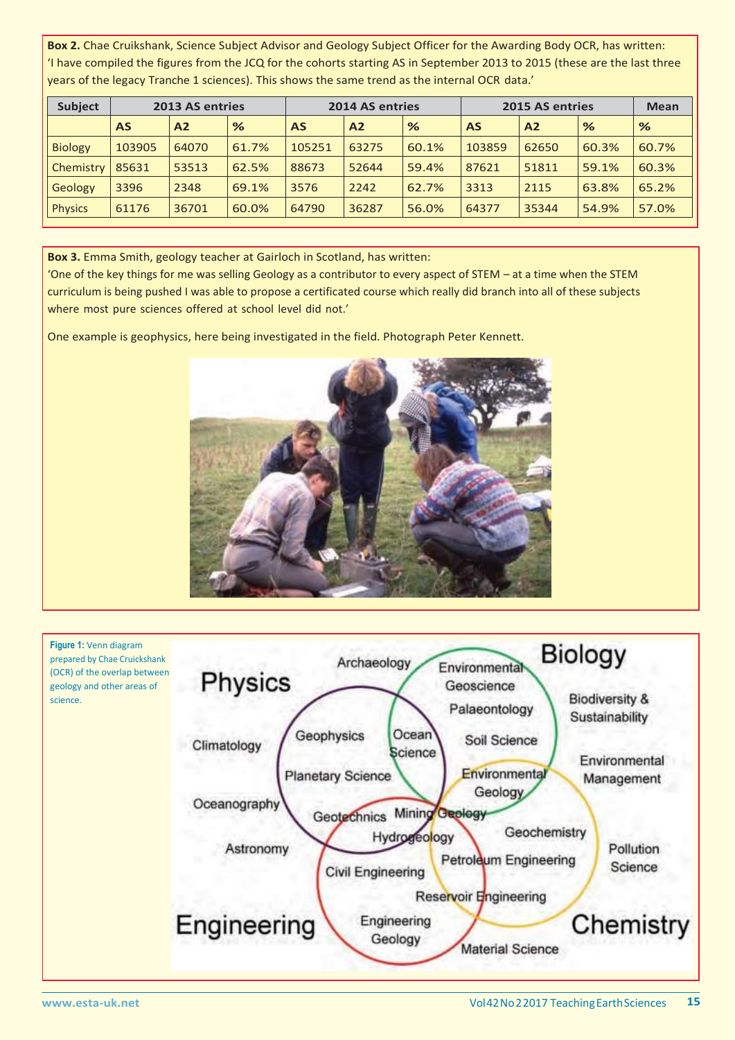**Box 2.** Chae Cruikshank, Science Subject Advisor and Geology Subject Officer for the Awarding Body OCR, has written: 'I have compiled the figures from the JCQ for the cohorts starting AS in September 2013 to 2015 (these are the last three years of the legacy Tranche 1 sciences). This shows the same trend as the internal OCR data.'

| Subject | 2013 AS entries | | | 2014 AS entries | | | 2015 AS entries | | | Mean |
|---|---|---|---|---|---|---|---|---|---|---|
| | **AS** | **A2** | **%** | **AS** | **A2** | **%** | **AS** | **A2** | **%** | **%** |
| Biology | 103905 | 64070 | 61.7% | 105251 | 63275 | 60.1% | 103859 | 62650 | 60.3% | 60.7% |
| Chemistry | 85631 | 53513 | 62.5% | 88673 | 52644 | 59.4% | 87621 | 51811 | 59.1% | 60.3% |
| Geology | 3396 | 2348 | 69.1% | 3576 | 2242 | 62.7% | 3313 | 2115 | 63.8% | 65.2% |
| Physics | 61176 | 36701 | 60.0% | 64790 | 36287 | 56.0% | 64377 | 35344 | 54.9% | 57.0% |

**Box 3.** Emma Smith, geology teacher at Gairloch in Scotland, has written:
'One of the key things for me was selling Geology as a contributor to every aspect of STEM – at a time when the STEM curriculum is being pushed I was able to propose a certificated course which really did branch into all of these subjects where most pure sciences offered at school level did not.'

One example is geophysics, here being investigated in the field. Photograph Peter Kennett.

**Figure 1:** Venn diagram prepared by Chae Cruickshank (OCR) of the overlap between geology and other areas of science.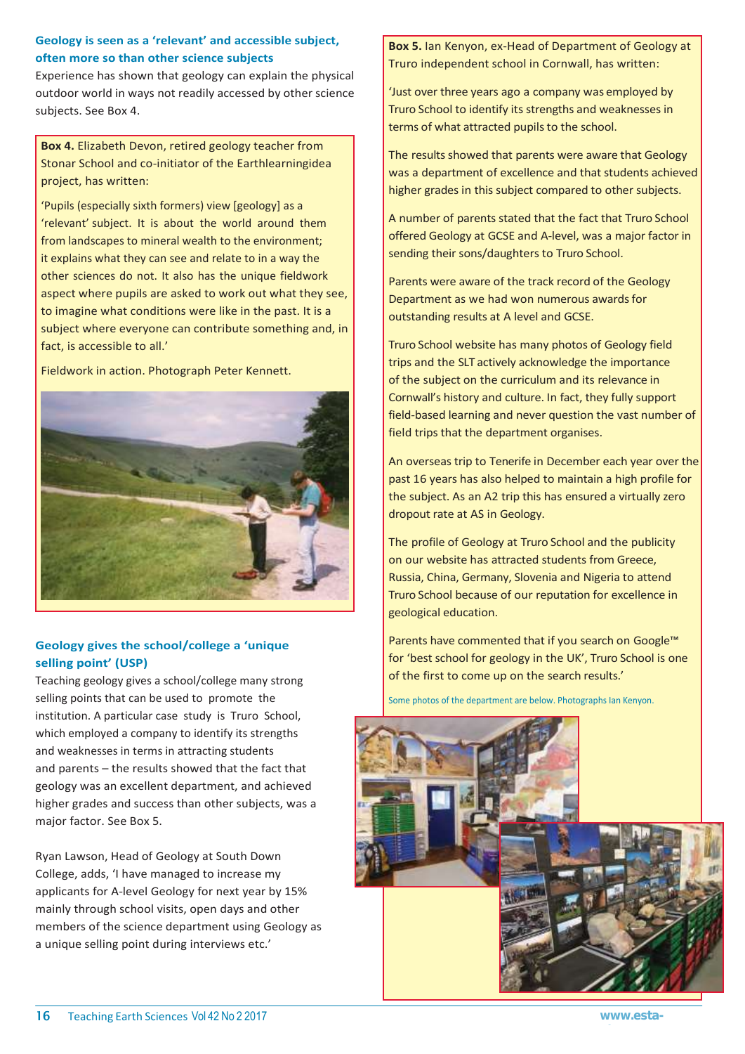### Geology is seen as a 'relevant' and accessible subject, often more so than other science subjects

Experience has shown that geology can explain the physical outdoor world in ways not readily accessed by other science subjects. See Box 4.

**Box 4.** Elizabeth Devon, retired geology teacher from Stonar School and co-initiator of the Earthlearningidea project, has written:

'Pupils (especially sixth formers) view [geology] as a 'relevant' subject. It is about the world around them from landscapes to mineral wealth to the environment; it explains what they can see and relate to in a way the other sciences do not. It also has the unique fieldwork aspect where pupils are asked to work out what they see, to imagine what conditions were like in the past. It is a subject where everyone can contribute something and, in fact, is accessible to all.'

Fieldwork in action. Photograph Peter Kennett.

### Geology gives the school/college a 'unique selling point' (USP)

Teaching geology gives a school/college many strong selling points that can be used to promote the institution. A particular case study is Truro School, which employed a company to identify its strengths and weaknesses in terms of what attracted pupils to the school. This showed that students and parents – the results showed that the fact that geology was an excellent department, and achieved higher grades and success than other subjects, was a major factor. See Box 5.

Ryan Lawson, Head of Geology at South Down College, adds, 'I have managed to increase my applicants for A-level Geology for next year by 15% mainly through school visits, open days and other members of the science department using Geology as a unique selling point during interviews etc.'

**Box 5.** Ian Kenyon, ex-Head of Department of Geology at Truro independent school in Cornwall, has written:

'Just over three years ago a company was employed by Truro School to identify its strengths and weaknesses in terms of what attracted pupils to the school.

The results showed that parents were aware that Geology was a department of excellence and that students achieved higher grades in this subject compared to other subjects.

A number of parents stated that the fact that Truro School offered Geology at GCSE and A-level, was a major factor in sending their sons/daughters to Truro School.

Parents were aware of the track record of the Geology Department as we had won numerous awards for outstanding results at A level and GCSE.

Truro School website has many photos of Geology field trips and the SLT actively acknowledge the importance of the subject on the curriculum and its relevance in Cornwall's history and culture. In fact, they fully support field-based learning and never question the vast number of field trips that the department organises.

An overseas trip to Tenerife in December each year over the past 16 years has also helped to maintain a high profile for the subject. As an A2 trip this has ensured a virtually zero dropout rate at AS in Geology.

The profile of Geology at Truro School and the publicity on our website has attracted students from Greece, Russia, China, Germany, Slovenia and Nigeria to attend Truro School because of our reputation for excellence in geological education.

Parents have commented that if you search on Google™ for 'best school for geology in the UK', Truro School is one of the first to come up on the search results.'

Some photos of the department are below. Photographs Ian Kenyon.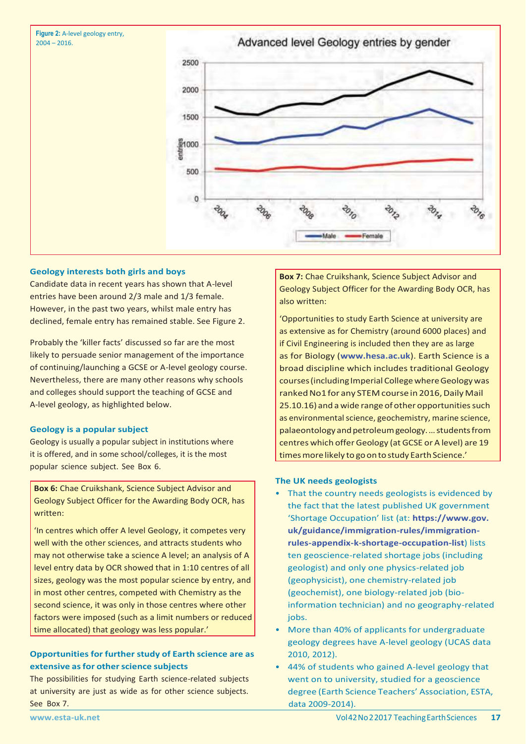**Figure 2:** A-level geology entry, 2004 – 2016.

### Geology interests both girls and boys

Candidate data in recent years has shown that A-level entries have been around 2/3 male and 1/3 female. However, in the past two years, whilst male entry has declined, female entry has remained stable. See Figure 2.

Probably the 'killer facts' discussed so far are the most likely to persuade senior management of the importance of continuing/launching a GCSE or A-level geology course. Nevertheless, there are many other reasons why schools and colleges should support the teaching of GCSE and A-level geology, as highlighted below.

### Geology is a popular subject

Geology is usually a popular subject in institutions where it is offered, and in some school/colleges, it is the most popular science subject. See Box 6.

> **Box 6:** Chae Cruikshank, Science Subject Advisor and Geology Subject Officer for the Awarding Body OCR, has written:
>
> 'In centres which offer A level Geology, it competes very well with the other sciences, and attracts students who may not otherwise take a science A level; an analysis of A level entry data by OCR showed that in 1:10 centres of all sizes, geology was the most popular science by entry, and in most other centres, competed with Chemistry as the second science, it was only in those centres where other factors were imposed (such as a limit numbers or reduced time allocated) that geology was less popular.'

### Opportunities for further study of Earth science are as extensive as for other science subjects

The possibilities for studying Earth science-related subjects at university are just as wide as for other science subjects. See Box 7.

> **Box 7:** Chae Cruikshank, Science Subject Advisor and Geology Subject Officer for the Awarding Body OCR, has also written:
>
> 'Opportunities to study Earth Science at university are as extensive as for Chemistry (around 6000 places) and if Civil Engineering is included then they are as large as for Biology (**www.hesa.ac.uk**). Earth Science is a broad discipline which includes traditional Geology courses (including Imperial College where Geology was ranked No1 for any STEM course in 2016, Daily Mail 25.10.16) and a wide range of other opportunities such as environmental science, geochemistry, marine science, palaeontology and petroleum geology. … students from centres which offer Geology (at GCSE or A level) are 19 times more likely to go on to study Earth Science.'

### The UK needs geologists

- That the country needs geologists is evidenced by the fact that the latest published UK government 'Shortage Occupation' list (at: **https://www.gov.uk/guidance/immigration-rules/immigration-rules-appendix-k-shortage-occupation-list**) lists ten geoscience-related shortage jobs (including geologist) and only one physics-related job (geophysicist), one chemistry-related job (geochemist), one biology-related job (bio-information technician) and no geography-related jobs.
- More than 40% of applicants for undergraduate geology degrees have A-level geology (UCAS data 2010, 2012).
- 44% of students who gained A-level geology that went on to university, studied for a geoscience degree (Earth Science Teachers' Association, ESTA, data 2009-2014).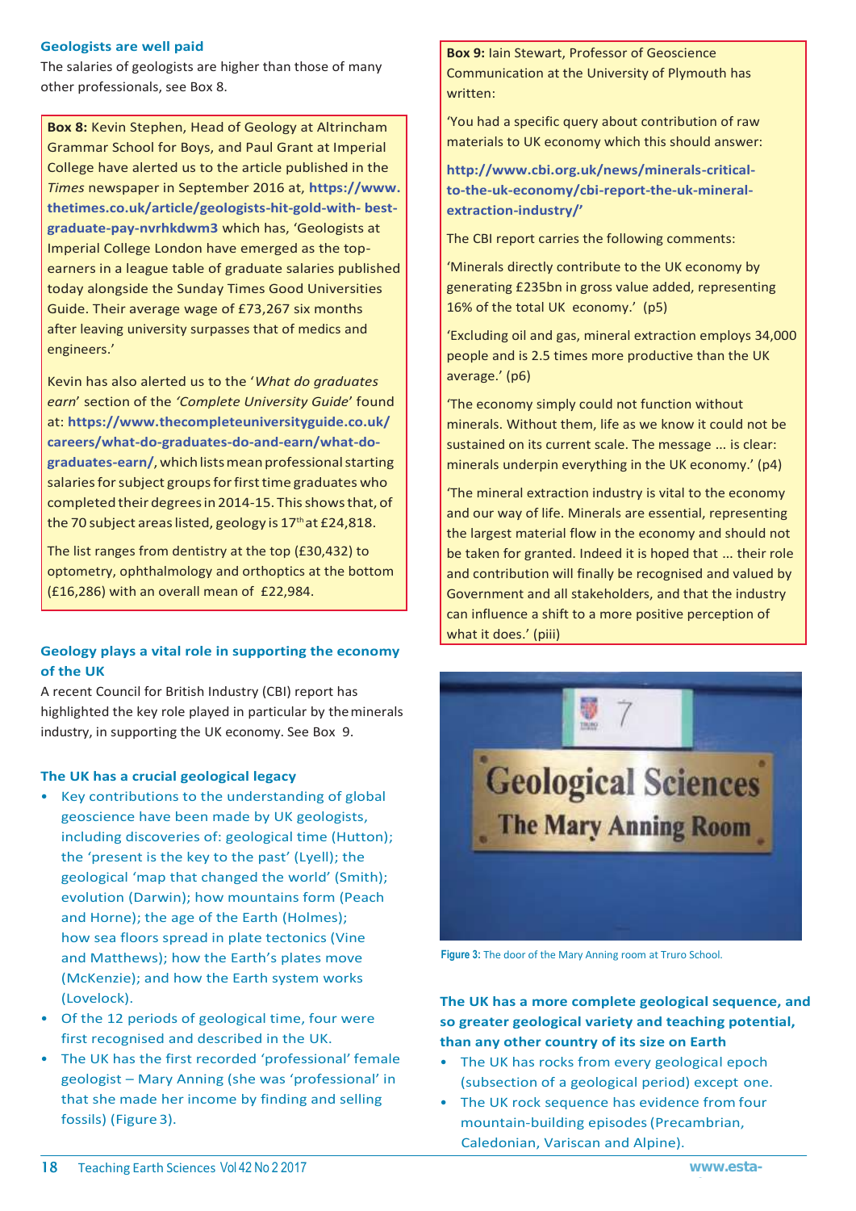### Geologists are well paid

The salaries of geologists are higher than those of many other professionals, see Box 8.

**Box 8:** Kevin Stephen, Head of Geology at Altrincham Grammar School for Boys, and Paul Grant at Imperial College have alerted us to the article published in the *Times* newspaper in September 2016 at, **https://www.thetimes.co.uk/article/geologists-hit-gold-with- best-graduate-pay-nvrhkdwm3** which has, 'Geologists at Imperial College London have emerged as the top-earners in a league table of graduate salaries published today alongside the Sunday Times Good Universities Guide. Their average wage of £73,267 six months after leaving university surpasses that of medics and engineers.'

Kevin has also alerted us to the '*What do graduates earn*' section of the *'Complete University Guide'* found at: **https://www.thecompleteuniversityguide.co.uk/careers/what-do-graduates-do-and-earn/what-do-graduates-earn/**, which lists mean professional starting salaries for subject groups for first time graduates who completed their degrees in 2014-15. This shows that, of the 70 subject areas listed, geology is 17th at £24,818.

The list ranges from dentistry at the top (£30,432) to optometry, ophthalmology and orthoptics at the bottom (£16,286) with an overall mean of £22,984.

### Geology plays a vital role in supporting the economy of the UK

A recent Council for British Industry (CBI) report has highlighted the key role played in particular by the minerals industry, in supporting the UK economy. See Box 9.

### The UK has a crucial geological legacy

- Key contributions to the understanding of global geoscience have been made by UK geologists, including discoveries of: geological time (Hutton); the 'present is the key to the past' (Lyell); the geological 'map that changed the world' (Smith); evolution (Darwin); how mountains form (Peach and Horne); the age of the Earth (Holmes); how sea floors spread in plate tectonics (Vine and Matthews); how the Earth's plates move (McKenzie); and how the Earth system works (Lovelock).
- Of the 12 periods of geological time, four were first recognised and described in the UK.
- The UK has the first recorded 'professional' female geologist – Mary Anning (she was 'professional' in that she made her income by finding and selling fossils) (Figure 3).

**Box 9:** Iain Stewart, Professor of Geoscience Communication at the University of Plymouth has written:

'You had a specific query about contribution of raw materials to UK economy which this should answer:

**http://www.cbi.org.uk/news/minerals-critical-to-the-uk-economy/cbi-report-the-uk-mineral-extraction-industry/'**

The CBI report carries the following comments:

'Minerals directly contribute to the UK economy by generating £235bn in gross value added, representing 16% of the total UK economy.' (p5)

'Excluding oil and gas, mineral extraction employs 34,000 people and is 2.5 times more productive than the UK average.' (p6)

'The economy simply could not function without minerals. Without them, life as we know it could not be sustained on its current scale. The message ... is clear: minerals underpin everything in the UK economy.' (p4)

'The mineral extraction industry is vital to the economy and our way of life. Minerals are essential, representing the largest material flow in the economy and should not be taken for granted. Indeed it is hoped that ... their role and contribution will finally be recognised and valued by Government and all stakeholders, and that the industry can influence a shift to a more positive perception of what it does.' (piii)

**Figure 3:** The door of the Mary Anning room at Truro School.

### The UK has a more complete geological sequence, and so greater geological variety and teaching potential, than any other country of its size on Earth

- The UK has rocks from every geological epoch (subsection of a geological period) except one.
- The UK rock sequence has evidence from four mountain-building episodes (Precambrian, Caledonian, Variscan and Alpine).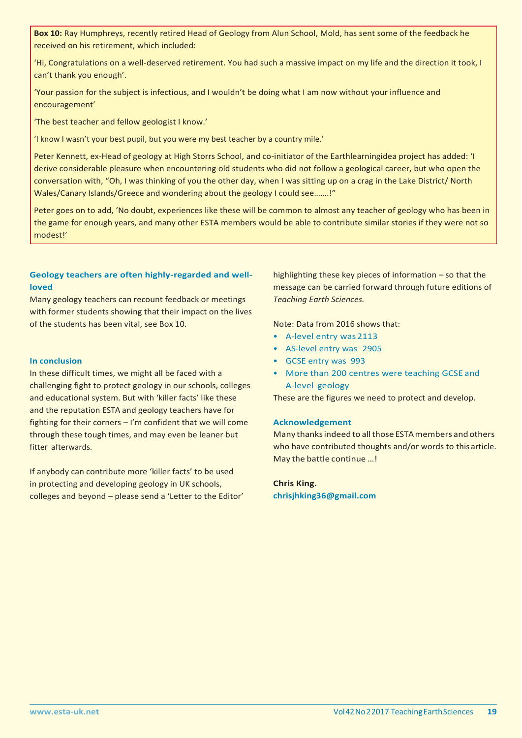**Box 10:** Ray Humphreys, recently retired Head of Geology from Alun School, Mold, has sent some of the feedback he received on his retirement, which included:

'Hi, Congratulations on a well-deserved retirement. You had such a massive impact on my life and the direction it took, I can't thank you enough'.

'Your passion for the subject is infectious, and I wouldn't be doing what I am now without your influence and encouragement'

'The best teacher and fellow geologist I know.'

'I know I wasn't your best pupil, but you were my best teacher by a country mile.'

Peter Kennett, ex-Head of geology at High Storrs School, and co-initiator of the Earthlearningidea project has added: 'I derive considerable pleasure when encountering old students who did not follow a geological career, but who open the conversation with, "Oh, I was thinking of you the other day, when I was sitting up on a crag in the Lake District/ North Wales/Canary Islands/Greece and wondering about the geology I could see…….!"

Peter goes on to add, 'No doubt, experiences like these will be common to almost any teacher of geology who has been in the game for enough years, and many other ESTA members would be able to contribute similar stories if they were not so modest!'

### Geology teachers are often highly-regarded and well-loved

Many geology teachers can recount feedback or meetings with former students showing that their impact on the lives of the students has been vital, see Box 10.

### In conclusion

In these difficult times, we might all be faced with a challenging fight to protect geology in our schools, colleges and educational system. But with 'killer facts' like these and the reputation ESTA and geology teachers have for fighting for their corners – I'm confident that we will come through these tough times, and may even be leaner but fitter afterwards.

If anybody can contribute more 'killer facts' to be used in protecting and developing geology in UK schools, colleges and beyond – please send a 'Letter to the Editor' highlighting these key pieces of information – so that the message can be carried forward through future editions of *Teaching Earth Sciences.*

Note: Data from 2016 shows that:

- A-level entry was 2113
- AS-level entry was 2905
- GCSE entry was 993
- More than 200 centres were teaching GCSE and A-level geology

These are the figures we need to protect and develop.

### Acknowledgement

Many thanks indeed to all those ESTA members and others who have contributed thoughts and/or words to this article. May the battle continue …!

**Chris King.**
**chrisjhking36@gmail.com**